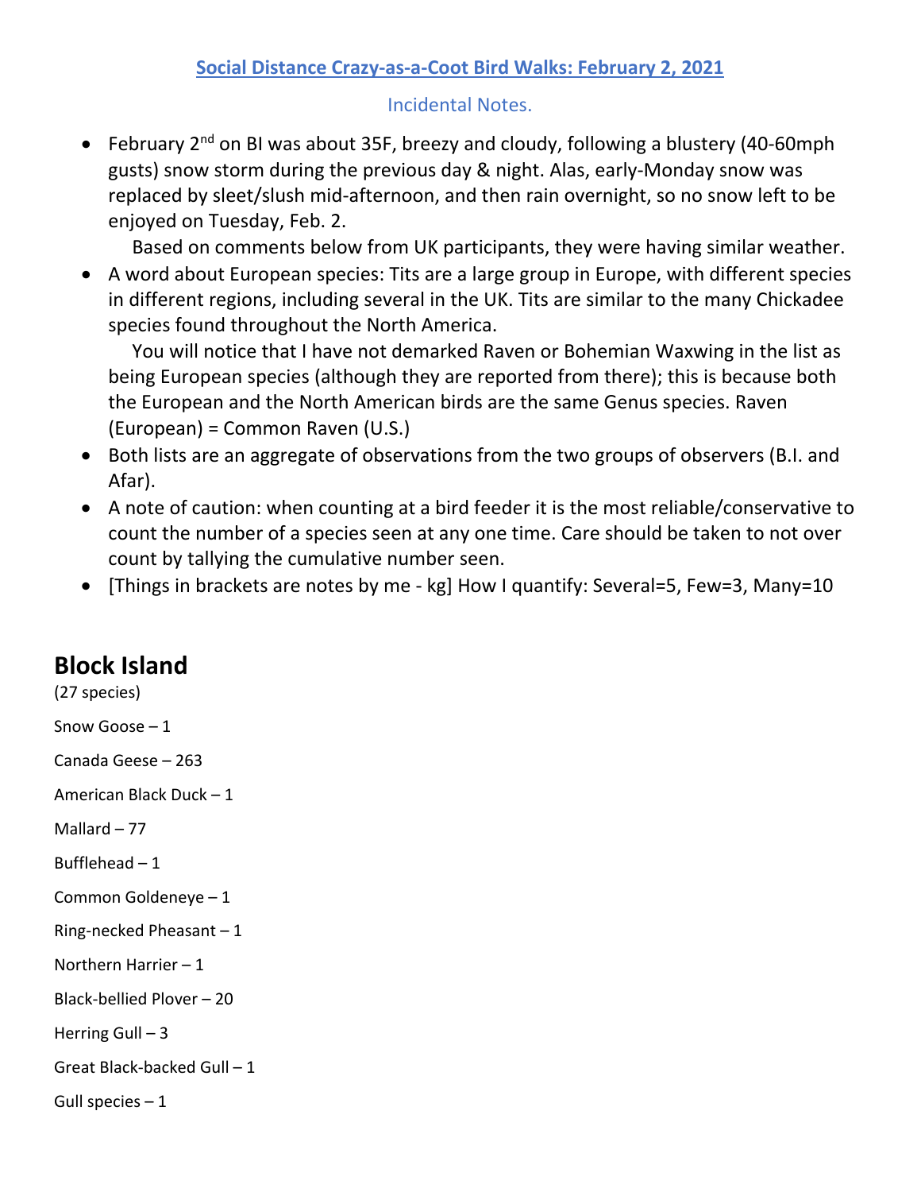# [Social Distance Crazy-as-a-Coot Bird Walks: February 2, 2021](#)

Incidental Notes.

- February 2nd on BI was about 35F, breezy and cloudy, following a blustery (40-60mph gusts) snow storm during the previous day & night. Alas, early-Monday snow was replaced by sleet/slush mid-afternoon, and then rain overnight, so no snow left to be enjoyed on Tuesday, Feb. 2.

  Based on comments below from UK participants, they were having similar weather.
- A word about European species: Tits are a large group in Europe, with different species in different regions, including several in the UK. Tits are similar to the many Chickadee species found throughout the North America.

  You will notice that I have not demarked Raven or Bohemian Waxwing in the list as being European species (although they are reported from there); this is because both the European and the North American birds are the same Genus species. Raven (European) = Common Raven (U.S.)
- Both lists are an aggregate of observations from the two groups of observers (B.I. and Afar).
- A note of caution: when counting at a bird feeder it is the most reliable/conservative to count the number of a species seen at any one time. Care should be taken to not over count by tallying the cumulative number seen.
- [Things in brackets are notes by me - kg] How I quantify: Several=5, Few=3, Many=10

## Block Island

(27 species)

Snow Goose – 1

Canada Geese – 263

American Black Duck – 1

Mallard – 77

Bufflehead – 1

Common Goldeneye – 1

Ring-necked Pheasant – 1

Northern Harrier – 1

Black-bellied Plover – 20

Herring Gull – 3

Great Black-backed Gull – 1

Gull species – 1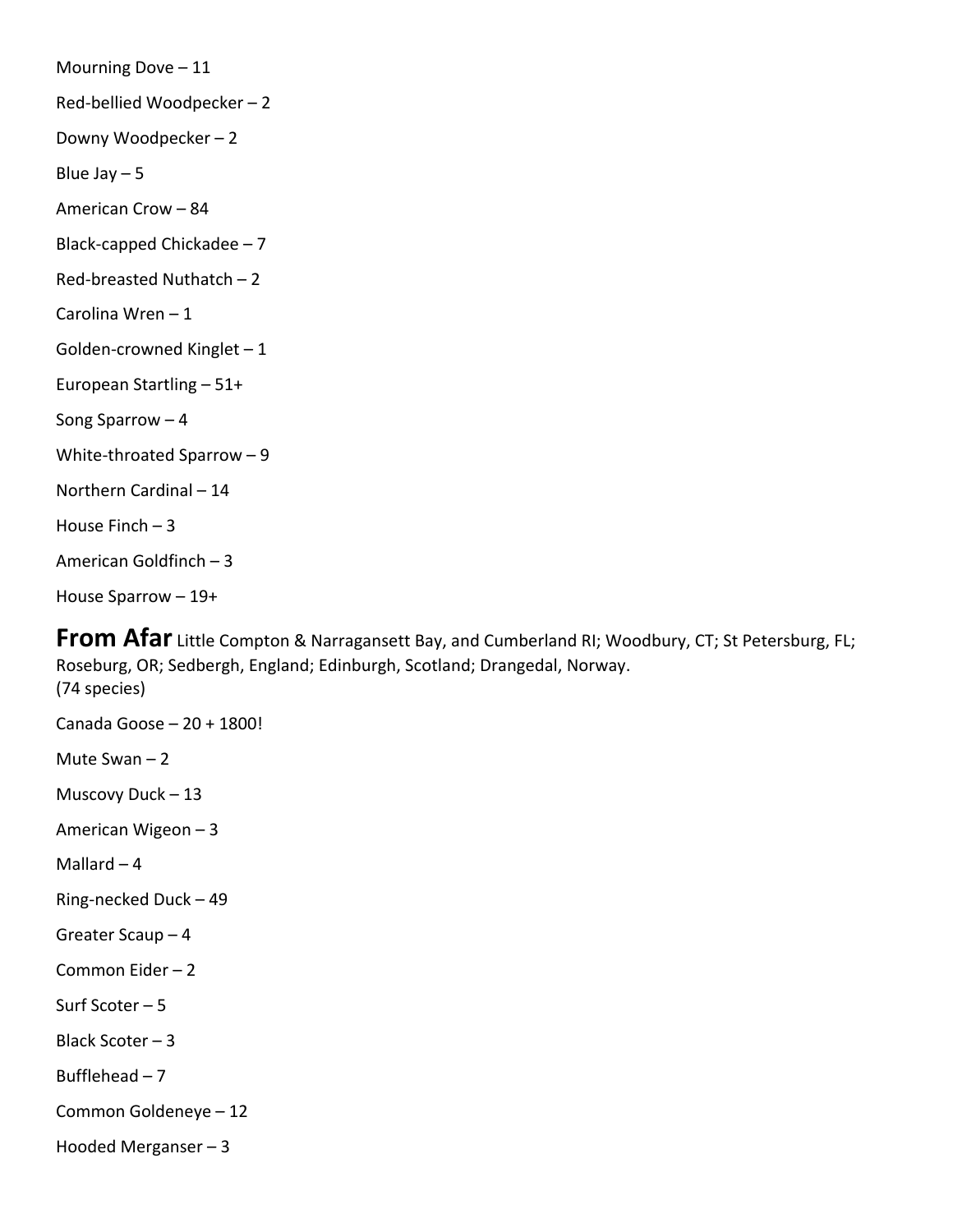Mourning Dove – 11

Red-bellied Woodpecker – 2

Downy Woodpecker – 2

Blue Jay – 5

American Crow – 84

Black-capped Chickadee – 7

Red-breasted Nuthatch – 2

Carolina Wren – 1

Golden-crowned Kinglet – 1

European Startling – 51+

Song Sparrow – 4

White-throated Sparrow – 9

Northern Cardinal – 14

House Finch – 3

American Goldfinch – 3

House Sparrow – 19+

**From Afar** Little Compton & Narragansett Bay, and Cumberland RI; Woodbury, CT; St Petersburg, FL; Roseburg, OR; Sedbergh, England; Edinburgh, Scotland; Drangedal, Norway.
(74 species)

Canada Goose – 20 + 1800!

Mute Swan – 2

Muscovy Duck – 13

American Wigeon – 3

Mallard – 4

Ring-necked Duck – 49

Greater Scaup – 4

Common Eider – 2

Surf Scoter – 5

Black Scoter – 3

Bufflehead – 7

Common Goldeneye – 12

Hooded Merganser – 3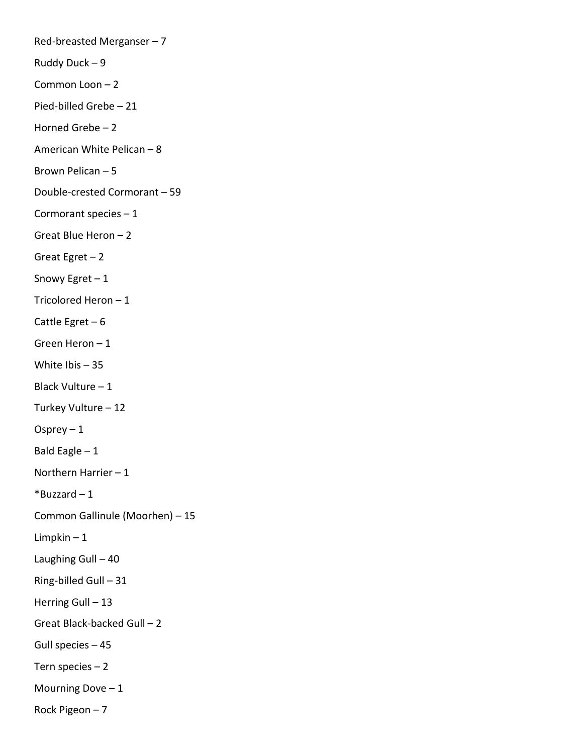Red-breasted Merganser – 7

Ruddy Duck – 9

Common Loon – 2

Pied-billed Grebe – 21

Horned Grebe – 2

American White Pelican – 8

Brown Pelican – 5

Double-crested Cormorant – 59

Cormorant species – 1

Great Blue Heron – 2

Great Egret – 2

Snowy Egret – 1

Tricolored Heron – 1

Cattle Egret – 6

Green Heron – 1

White Ibis – 35

Black Vulture – 1

Turkey Vulture – 12

Osprey – 1

Bald Eagle – 1

Northern Harrier – 1

*Buzzard – 1

Common Gallinule (Moorhen) – 15

Limpkin – 1

Laughing Gull – 40

Ring-billed Gull – 31

Herring Gull – 13

Great Black-backed Gull – 2

Gull species – 45

Tern species – 2

Mourning Dove – 1

Rock Pigeon – 7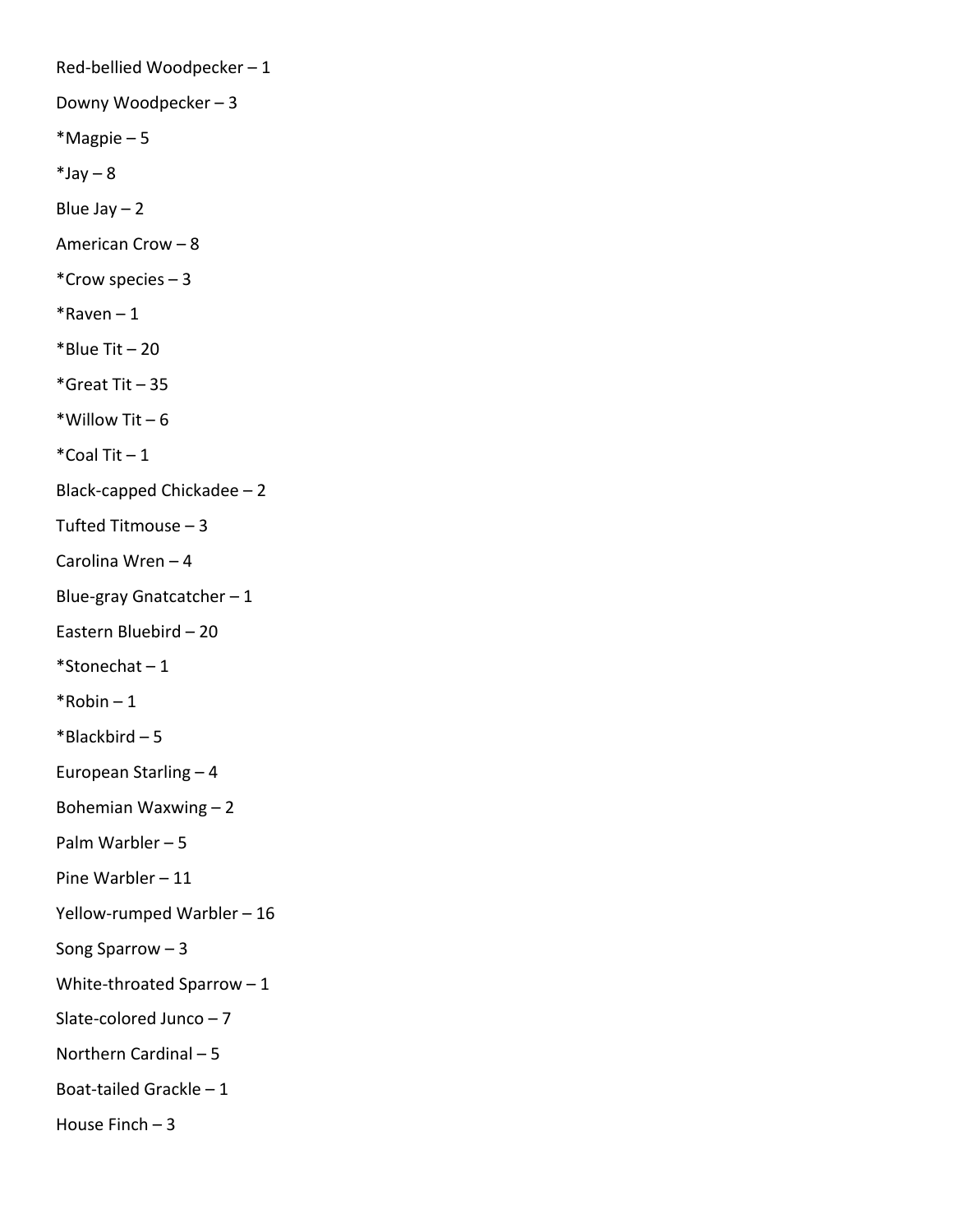Red-bellied Woodpecker – 1

Downy Woodpecker – 3

*Magpie – 5

*Jay – 8

Blue Jay – 2

American Crow – 8

*Crow species – 3

*Raven – 1

*Blue Tit – 20

*Great Tit – 35

*Willow Tit – 6

*Coal Tit – 1

Black-capped Chickadee – 2

Tufted Titmouse – 3

Carolina Wren – 4

Blue-gray Gnatcatcher – 1

Eastern Bluebird – 20

*Stonechat – 1

*Robin – 1

*Blackbird – 5

European Starling – 4

Bohemian Waxwing – 2

Palm Warbler – 5

Pine Warbler – 11

Yellow-rumped Warbler – 16

Song Sparrow – 3

White-throated Sparrow – 1

Slate-colored Junco – 7

Northern Cardinal – 5

Boat-tailed Grackle – 1

House Finch – 3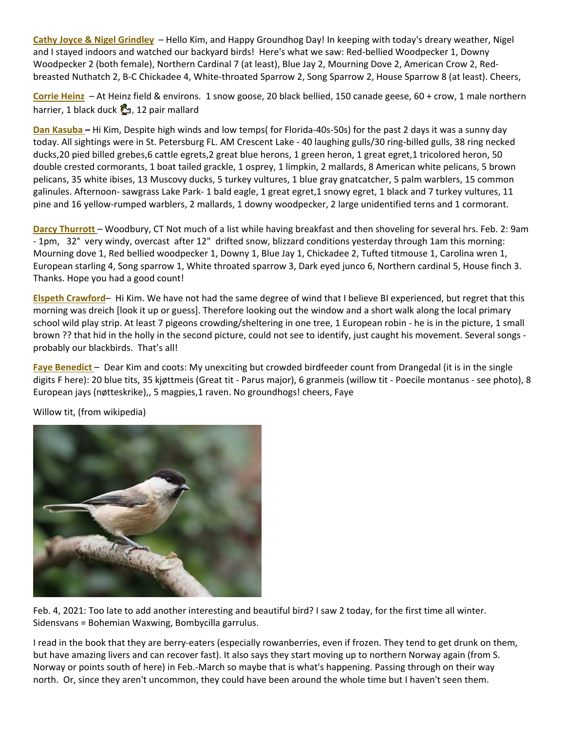**Cathy Joyce & Nigel Grindley** – Hello Kim, and Happy Groundhog Day! In keeping with today's dreary weather, Nigel and I stayed indoors and watched our backyard birds! Here's what we saw: Red-bellied Woodpecker 1, Downy Woodpecker 2 (both female), Northern Cardinal 7 (at least), Blue Jay 2, Mourning Dove 2, American Crow 2, Red-breasted Nuthatch 2, B-C Chickadee 4, White-throated Sparrow 2, Song Sparrow 2, House Sparrow 8 (at least). Cheers,

**Corrie Heinz** – At Heinz field & environs. 1 snow goose, 20 black bellied, 150 canade geese, 60 + crow, 1 male northern harrier, 1 black duck 🦆, 12 pair mallard

**Dan Kasuba** – Hi Kim, Despite high winds and low temps( for Florida-40s-50s) for the past 2 days it was a sunny day today. All sightings were in St. Petersburg FL. AM Crescent Lake - 40 laughing gulls/30 ring-billed gulls, 38 ring necked ducks,20 pied billed grebes,6 cattle egrets,2 great blue herons, 1 green heron, 1 great egret,1 tricolored heron, 50 double crested cormorants, 1 boat tailed grackle, 1 osprey, 1 limpkin, 2 mallards, 8 American white pelicans, 5 brown pelicans, 35 white ibises, 13 Muscovy ducks, 5 turkey vultures, 1 blue gray gnatcatcher, 5 palm warblers, 15 common galinules. Afternoon- sawgrass Lake Park- 1 bald eagle, 1 great egret,1 snowy egret, 1 black and 7 turkey vultures, 11 pine and 16 yellow-rumped warblers, 2 mallards, 1 downy woodpecker, 2 large unidentified terns and 1 cormorant.

**Darcy Thurrott** – Woodbury, CT Not much of a list while having breakfast and then shoveling for several hrs. Feb. 2: 9am - 1pm, 32° very windy, overcast after 12" drifted snow, blizzard conditions yesterday through 1am this morning: Mourning dove 1, Red bellied woodpecker 1, Downy 1, Blue Jay 1, Chickadee 2, Tufted titmouse 1, Carolina wren 1, European starling 4, Song sparrow 1, White throated sparrow 3, Dark eyed junco 6, Northern cardinal 5, House finch 3. Thanks. Hope you had a good count!

**Elspeth Crawford**– Hi Kim. We have not had the same degree of wind that I believe BI experienced, but regret that this morning was dreich [look it up or guess]. Therefore looking out the window and a short walk along the local primary school wild play strip. At least 7 pigeons crowding/sheltering in one tree, 1 European robin - he is in the picture, 1 small brown ?? that hid in the holly in the second picture, could not see to identify, just caught his movement. Several songs - probably our blackbirds. That's all!

**Faye Benedict** – Dear Kim and coots: My unexciting but crowded birdfeeder count from Drangedal (it is in the single digits F here): 20 blue tits, 35 kjøttmeis (Great tit - Parus major), 6 granmeis (willow tit - Poecile montanus - see photo), 8 European jays (nøtteskrike),, 5 magpies,1 raven. No groundhogs! cheers, Faye

Willow tit, (from wikipedia)

Feb. 4, 2021: Too late to add another interesting and beautiful bird? I saw 2 today, for the first time all winter. Sidensvans = Bohemian Waxwing, Bombycilla garrulus.

I read in the book that they are berry-eaters (especially rowanberries, even if frozen. They tend to get drunk on them, but have amazing livers and can recover fast). It also says they start moving up to northern Norway again (from S. Norway or points south of here) in Feb.-March so maybe that is what's happening. Passing through on their way north. Or, since they aren't uncommon, they could have been around the whole time but I haven't seen them.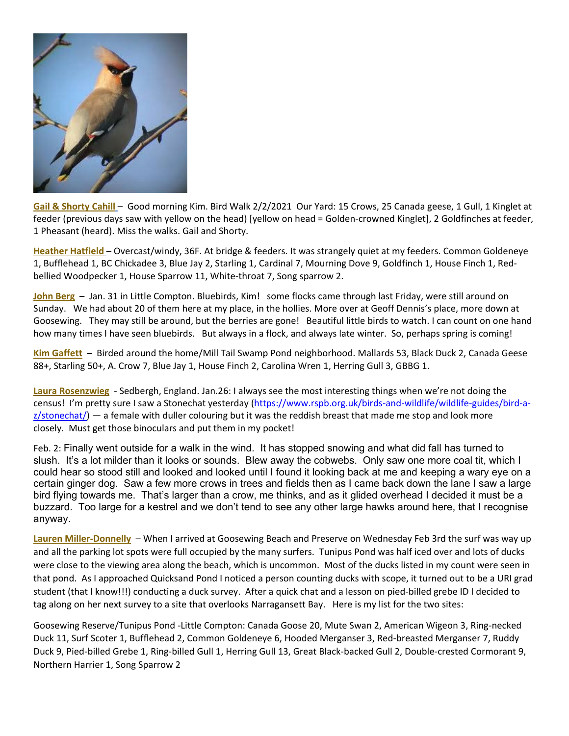**Gail & Shorty Cahill** – Good morning Kim. Bird Walk 2/2/2021 Our Yard: 15 Crows, 25 Canada geese, 1 Gull, 1 Kinglet at feeder (previous days saw with yellow on the head) [yellow on head = Golden-crowned Kinglet], 2 Goldfinches at feeder, 1 Pheasant (heard). Miss the walks. Gail and Shorty.

**Heather Hatfield** – Overcast/windy, 36F. At bridge & feeders. It was strangely quiet at my feeders. Common Goldeneye 1, Bufflehead 1, BC Chickadee 3, Blue Jay 2, Starling 1, Cardinal 7, Mourning Dove 9, Goldfinch 1, House Finch 1, Red-bellied Woodpecker 1, House Sparrow 11, White-throat 7, Song sparrow 2.

**John Berg** – Jan. 31 in Little Compton. Bluebirds, Kim! some flocks came through last Friday, were still around on Sunday. We had about 20 of them here at my place, in the hollies. More over at Geoff Dennis's place, more down at Goosewing. They may still be around, but the berries are gone! Beautiful little birds to watch. I can count on one hand how many times I have seen bluebirds. But always in a flock, and always late winter. So, perhaps spring is coming!

**Kim Gaffett** – Birded around the home/Mill Tail Swamp Pond neighborhood. Mallards 53, Black Duck 2, Canada Geese 88+, Starling 50+, A. Crow 7, Blue Jay 1, House Finch 2, Carolina Wren 1, Herring Gull 3, GBBG 1.

**Laura Rosenzwieg** - Sedbergh, England. Jan.26: I always see the most interesting things when we're not doing the census! I'm pretty sure I saw a Stonechat yesterday (https://www.rspb.org.uk/birds-and-wildlife/wildlife-guides/bird-a-z/stonechat/) — a female with duller colouring but it was the reddish breast that made me stop and look more closely. Must get those binoculars and put them in my pocket!

Feb. 2: Finally went outside for a walk in the wind. It has stopped snowing and what did fall has turned to slush. It's a lot milder than it looks or sounds. Blew away the cobwebs. Only saw one more coal tit, which I could hear so stood still and looked and looked until I found it looking back at me and keeping a wary eye on a certain ginger dog. Saw a few more crows in trees and fields then as I came back down the lane I saw a large bird flying towards me. That's larger than a crow, me thinks, and as it glided overhead I decided it must be a buzzard. Too large for a kestrel and we don't tend to see any other large hawks around here, that I recognise anyway.

**Lauren Miller-Donnelly** – When I arrived at Goosewing Beach and Preserve on Wednesday Feb 3rd the surf was way up and all the parking lot spots were full occupied by the many surfers. Tunipus Pond was half iced over and lots of ducks were close to the viewing area along the beach, which is uncommon. Most of the ducks listed in my count were seen in that pond. As I approached Quicksand Pond I noticed a person counting ducks with scope, it turned out to be a URI grad student (that I know!!!) conducting a duck survey. After a quick chat and a lesson on pied-billed grebe ID I decided to tag along on her next survey to a site that overlooks Narragansett Bay. Here is my list for the two sites:

Goosewing Reserve/Tunipus Pond -Little Compton: Canada Goose 20, Mute Swan 2, American Wigeon 3, Ring-necked Duck 11, Surf Scoter 1, Bufflehead 2, Common Goldeneye 6, Hooded Merganser 3, Red-breasted Merganser 7, Ruddy Duck 9, Pied-billed Grebe 1, Ring-billed Gull 1, Herring Gull 13, Great Black-backed Gull 2, Double-crested Cormorant 9, Northern Harrier 1, Song Sparrow 2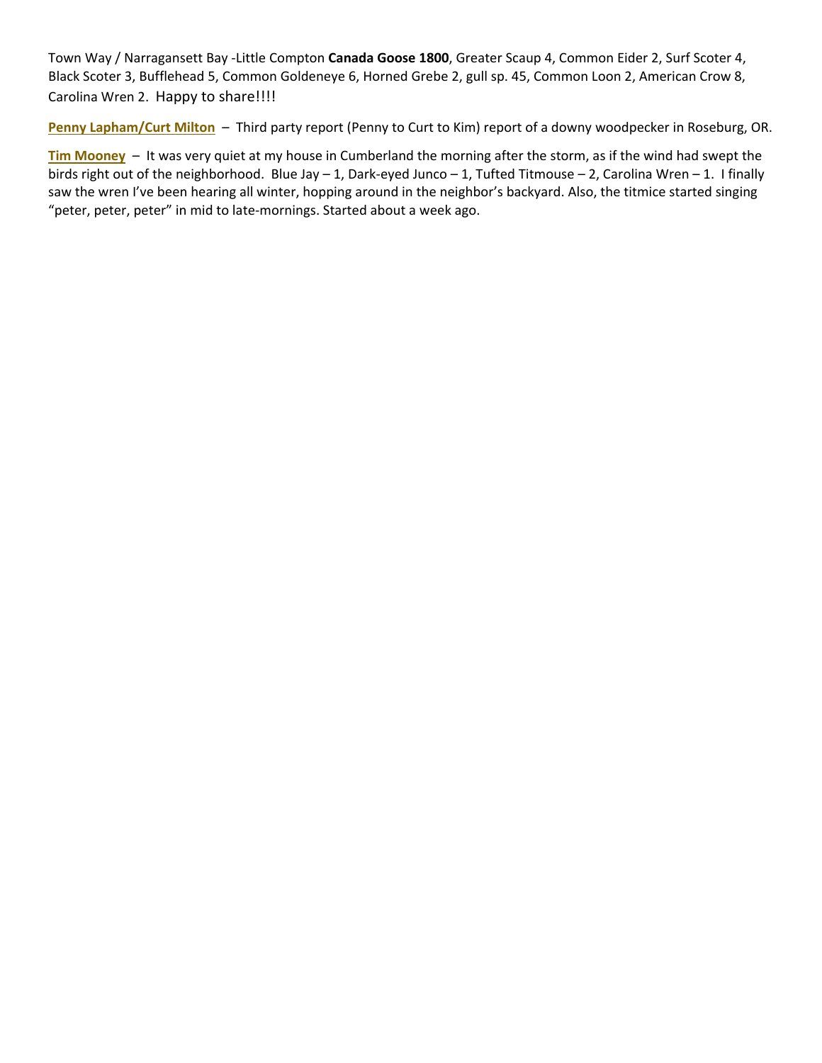Town Way / Narragansett Bay -Little Compton **Canada Goose 1800**, Greater Scaup 4, Common Eider 2, Surf Scoter 4, Black Scoter 3, Bufflehead 5, Common Goldeneye 6, Horned Grebe 2, gull sp. 45, Common Loon 2, American Crow 8, Carolina Wren 2. Happy to share!!!!

**Penny Lapham/Curt Milton** – Third party report (Penny to Curt to Kim) report of a downy woodpecker in Roseburg, OR.

**Tim Mooney** – It was very quiet at my house in Cumberland the morning after the storm, as if the wind had swept the birds right out of the neighborhood. Blue Jay – 1, Dark-eyed Junco – 1, Tufted Titmouse – 2, Carolina Wren – 1. I finally saw the wren I've been hearing all winter, hopping around in the neighbor's backyard. Also, the titmice started singing "peter, peter, peter" in mid to late-mornings. Started about a week ago.